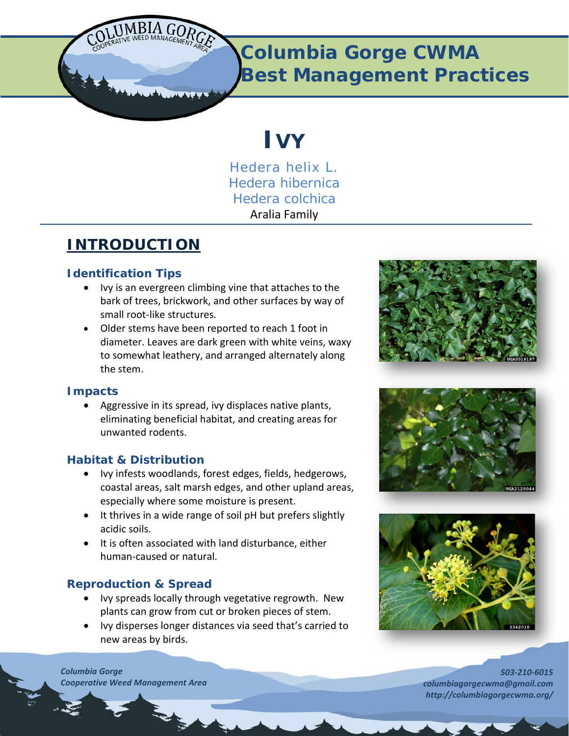# Columbia Gorge CWMA Best Management Practices

# Ivy

*Hedera helix L.*
*Hedera hibernica*
*Hedera colchica*
Aralia Family

## INTRODUCTION

### Identification Tips

- Ivy is an evergreen climbing vine that attaches to the bark of trees, brickwork, and other surfaces by way of small root-like structures.
- Older stems have been reported to reach 1 foot in diameter. Leaves are dark green with white veins, waxy to somewhat leathery, and arranged alternately along the stem.

### Impacts

- Aggressive in its spread, ivy displaces native plants, eliminating beneficial habitat, and creating areas for unwanted rodents.

### Habitat & Distribution

- Ivy infests woodlands, forest edges, fields, hedgerows, coastal areas, salt marsh edges, and other upland areas, especially where some moisture is present.
- It thrives in a wide range of soil pH but prefers slightly acidic soils.
- It is often associated with land disturbance, either human-caused or natural.

### Reproduction & Spread

- Ivy spreads locally through vegetative regrowth. New plants can grow from cut or broken pieces of stem.
- Ivy disperses longer distances via seed that's carried to new areas by birds.

*Columbia Gorge Cooperative Weed Management Area*

*503-210-6015*
*columbiagorgecwma@gmail.com*
*http://columbiagorgecwma.org/*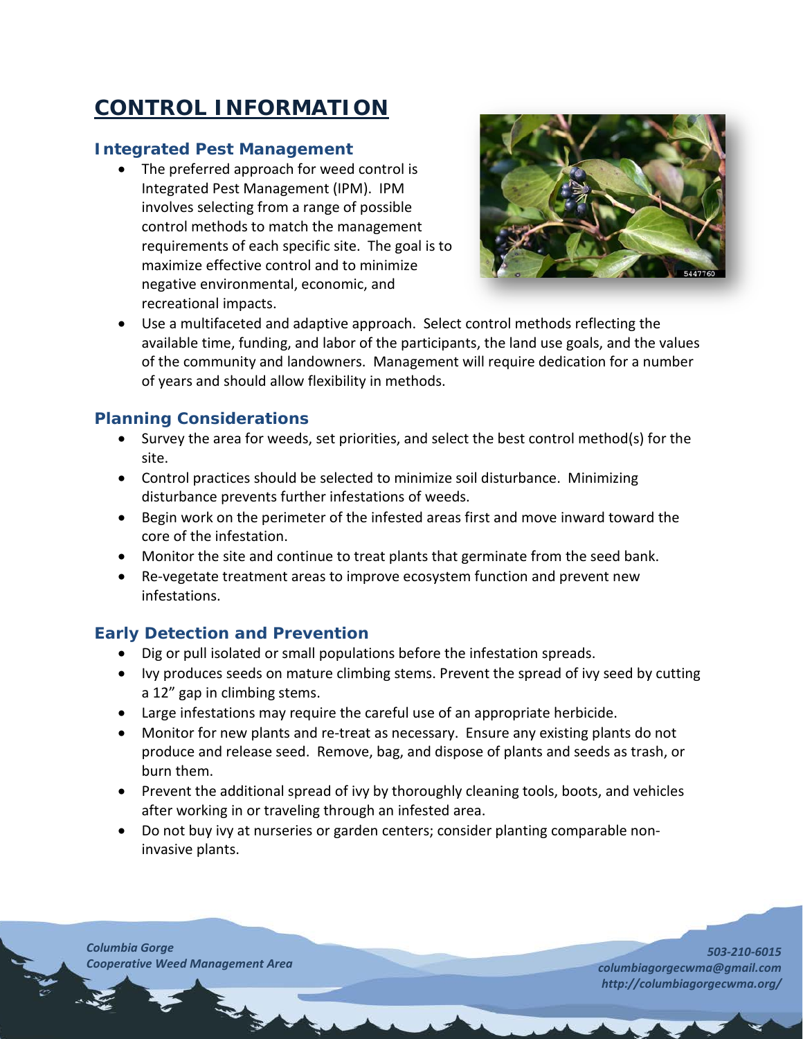# CONTROL INFORMATION

## Integrated Pest Management

- The preferred approach for weed control is Integrated Pest Management (IPM). IPM involves selecting from a range of possible control methods to match the management requirements of each specific site. The goal is to maximize effective control and to minimize negative environmental, economic, and recreational impacts.
- Use a multifaceted and adaptive approach. Select control methods reflecting the available time, funding, and labor of the participants, the land use goals, and the values of the community and landowners. Management will require dedication for a number of years and should allow flexibility in methods.

## Planning Considerations

- Survey the area for weeds, set priorities, and select the best control method(s) for the site.
- Control practices should be selected to minimize soil disturbance. Minimizing disturbance prevents further infestations of weeds.
- Begin work on the perimeter of the infested areas first and move inward toward the core of the infestation.
- Monitor the site and continue to treat plants that germinate from the seed bank.
- Re-vegetate treatment areas to improve ecosystem function and prevent new infestations.

## Early Detection and Prevention

- Dig or pull isolated or small populations before the infestation spreads.
- Ivy produces seeds on mature climbing stems. Prevent the spread of ivy seed by cutting a 12" gap in climbing stems.
- Large infestations may require the careful use of an appropriate herbicide.
- Monitor for new plants and re-treat as necessary. Ensure any existing plants do not produce and release seed. Remove, bag, and dispose of plants and seeds as trash, or burn them.
- Prevent the additional spread of ivy by thoroughly cleaning tools, boots, and vehicles after working in or traveling through an infested area.
- Do not buy ivy at nurseries or garden centers; consider planting comparable non-invasive plants.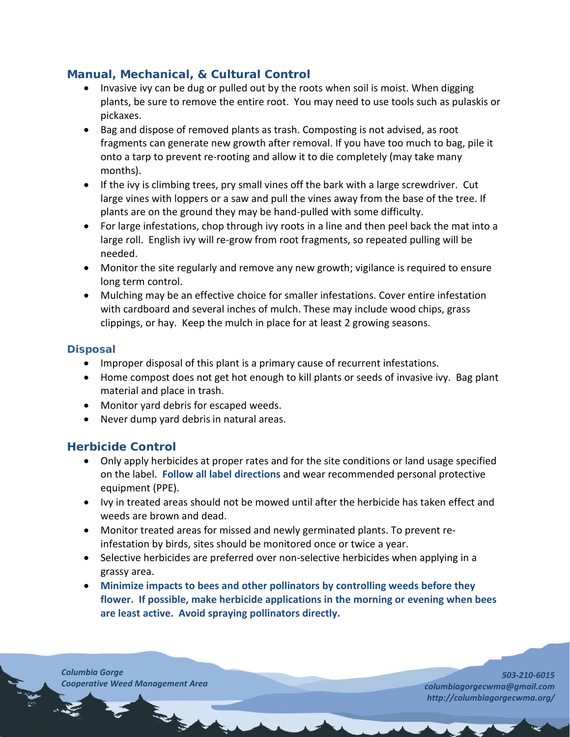## Manual, Mechanical, & Cultural Control

- Invasive ivy can be dug or pulled out by the roots when soil is moist. When digging plants, be sure to remove the entire root. You may need to use tools such as pulaskis or pickaxes.
- Bag and dispose of removed plants as trash. Composting is not advised, as root fragments can generate new growth after removal. If you have too much to bag, pile it onto a tarp to prevent re-rooting and allow it to die completely (may take many months).
- If the ivy is climbing trees, pry small vines off the bark with a large screwdriver. Cut large vines with loppers or a saw and pull the vines away from the base of the tree. If plants are on the ground they may be hand-pulled with some difficulty.
- For large infestations, chop through ivy roots in a line and then peel back the mat into a large roll. English ivy will re-grow from root fragments, so repeated pulling will be needed.
- Monitor the site regularly and remove any new growth; vigilance is required to ensure long term control.
- Mulching may be an effective choice for smaller infestations. Cover entire infestation with cardboard and several inches of mulch. These may include wood chips, grass clippings, or hay. Keep the mulch in place for at least 2 growing seasons.

### Disposal

- Improper disposal of this plant is a primary cause of recurrent infestations.
- Home compost does not get hot enough to kill plants or seeds of invasive ivy. Bag plant material and place in trash.
- Monitor yard debris for escaped weeds.
- Never dump yard debris in natural areas.

## Herbicide Control

- Only apply herbicides at proper rates and for the site conditions or land usage specified on the label. **Follow all label directions** and wear recommended personal protective equipment (PPE).
- Ivy in treated areas should not be mowed until after the herbicide has taken effect and weeds are brown and dead.
- Monitor treated areas for missed and newly germinated plants. To prevent re-infestation by birds, sites should be monitored once or twice a year.
- Selective herbicides are preferred over non-selective herbicides when applying in a grassy area.
- **Minimize impacts to bees and other pollinators by controlling weeds before they flower. If possible, make herbicide applications in the morning or evening when bees are least active. Avoid spraying pollinators directly.**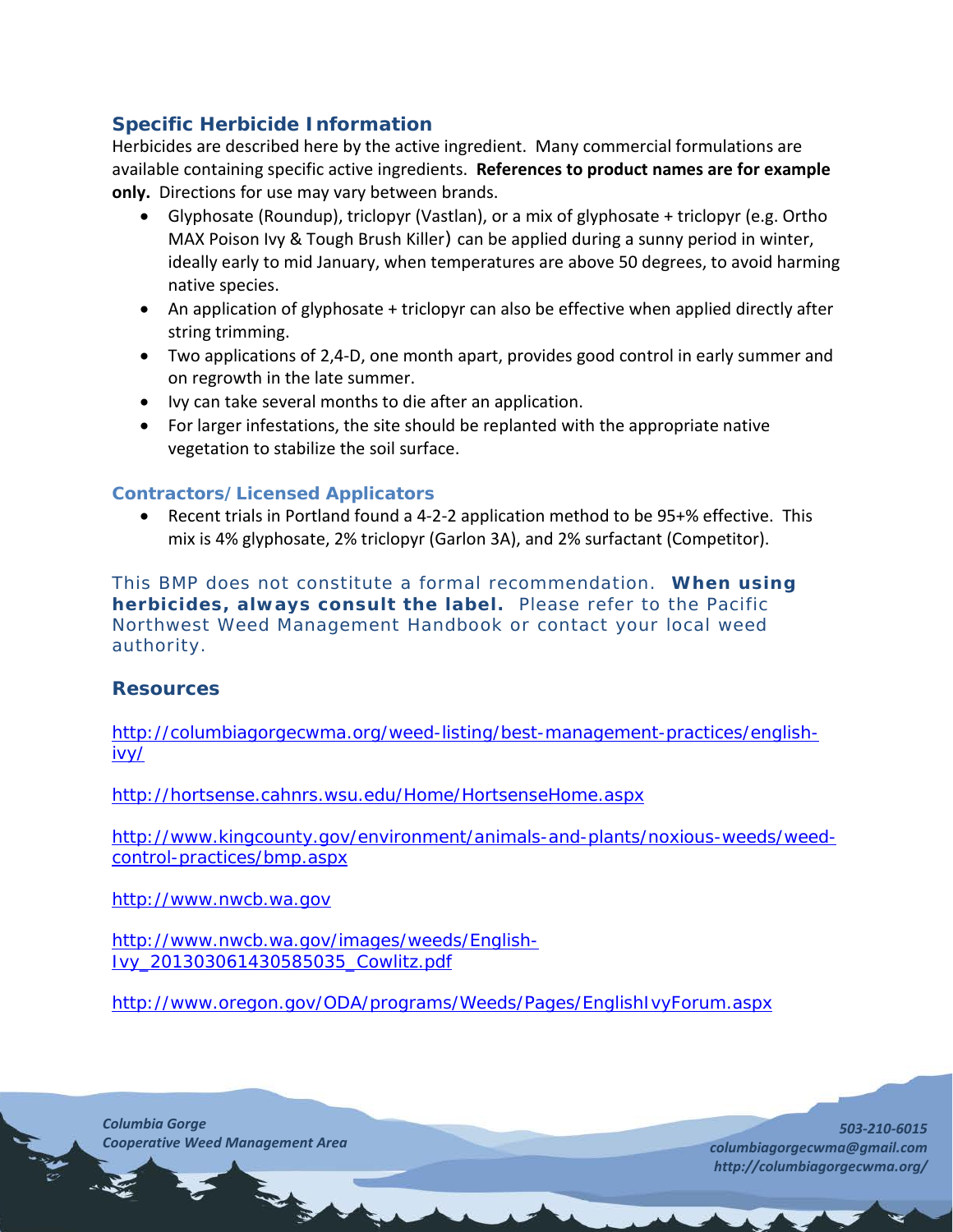## Specific Herbicide Information

Herbicides are described here by the active ingredient. Many commercial formulations are available containing specific active ingredients. **References to product names are for example only.** Directions for use may vary between brands.

- Glyphosate (Roundup), triclopyr (Vastlan), or a mix of glyphosate + triclopyr (e.g. Ortho MAX Poison Ivy & Tough Brush Killer) can be applied during a sunny period in winter, ideally early to mid January, when temperatures are above 50 degrees, to avoid harming native species.
- An application of glyphosate + triclopyr can also be effective when applied directly after string trimming.
- Two applications of 2,4-D, one month apart, provides good control in early summer and on regrowth in the late summer.
- Ivy can take several months to die after an application.
- For larger infestations, the site should be replanted with the appropriate native vegetation to stabilize the soil surface.

### Contractors/Licensed Applicators

- Recent trials in Portland found a 4-2-2 application method to be 95+% effective. This mix is 4% glyphosate, 2% triclopyr (Garlon 3A), and 2% surfactant (Competitor).

This BMP does not constitute a formal recommendation. **When using herbicides, always consult the label.** Please refer to the Pacific Northwest Weed Management Handbook or contact your local weed authority.

## Resources

http://columbiagorgecwma.org/weed-listing/best-management-practices/english-ivy/

http://hortsense.cahnrs.wsu.edu/Home/HortsenseHome.aspx

http://www.kingcounty.gov/environment/animals-and-plants/noxious-weeds/weed-control-practices/bmp.aspx

http://www.nwcb.wa.gov

http://www.nwcb.wa.gov/images/weeds/English-Ivy_201303061430585035_Cowlitz.pdf

http://www.oregon.gov/ODA/programs/Weeds/Pages/EnglishIvyForum.aspx

*Columbia Gorge Cooperative Weed Management Area*

*503-210-6015*
*columbiagorgecwma@gmail.com*
*http://columbiagorgecwma.org/*